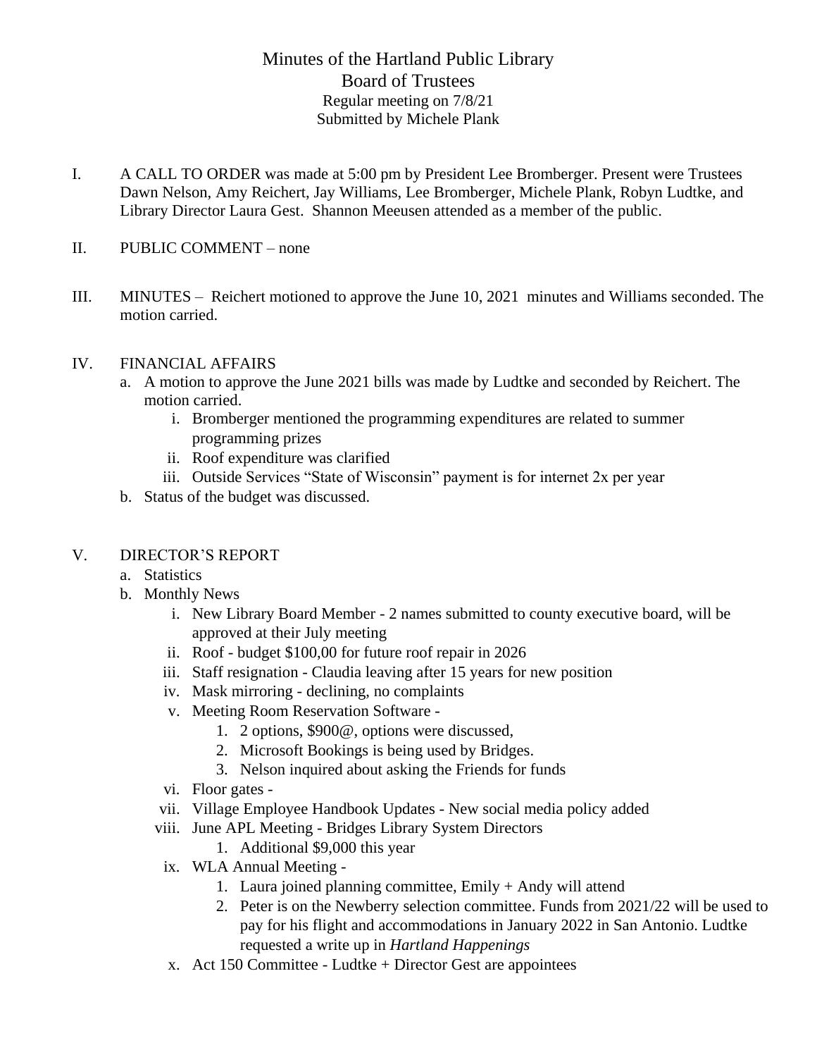# Minutes of the Hartland Public Library
## Board of Trustees

Regular meeting on 7/8/21
Submitted by Michele Plank

I. A CALL TO ORDER was made at 5:00 pm by President Lee Bromberger. Present were Trustees Dawn Nelson, Amy Reichert, Jay Williams, Lee Bromberger, Michele Plank, Robyn Ludtke, and Library Director Laura Gest. Shannon Meeusen attended as a member of the public.

II. PUBLIC COMMENT – none

III. MINUTES – Reichert motioned to approve the June 10, 2021 minutes and Williams seconded. The motion carried.

IV. FINANCIAL AFFAIRS
   a. A motion to approve the June 2021 bills was made by Ludtke and seconded by Reichert. The motion carried.
      i. Bromberger mentioned the programming expenditures are related to summer programming prizes
      ii. Roof expenditure was clarified
      iii. Outside Services "State of Wisconsin" payment is for internet 2x per year
   b. Status of the budget was discussed.

V. DIRECTOR'S REPORT
   a. Statistics
   b. Monthly News
      i. New Library Board Member - 2 names submitted to county executive board, will be approved at their July meeting
      ii. Roof - budget $100,00 for future roof repair in 2026
      iii. Staff resignation - Claudia leaving after 15 years for new position
      iv. Mask mirroring - declining, no complaints
      v. Meeting Room Reservation Software -
         1. 2 options, $900@, options were discussed,
         2. Microsoft Bookings is being used by Bridges.
         3. Nelson inquired about asking the Friends for funds
      vi. Floor gates -
      vii. Village Employee Handbook Updates - New social media policy added
      viii. June APL Meeting - Bridges Library System Directors
         1. Additional $9,000 this year
      ix. WLA Annual Meeting -
         1. Laura joined planning committee, Emily + Andy will attend
         2. Peter is on the Newberry selection committee. Funds from 2021/22 will be used to pay for his flight and accommodations in January 2022 in San Antonio. Ludtke requested a write up in *Hartland Happenings*
      x. Act 150 Committee - Ludtke + Director Gest are appointees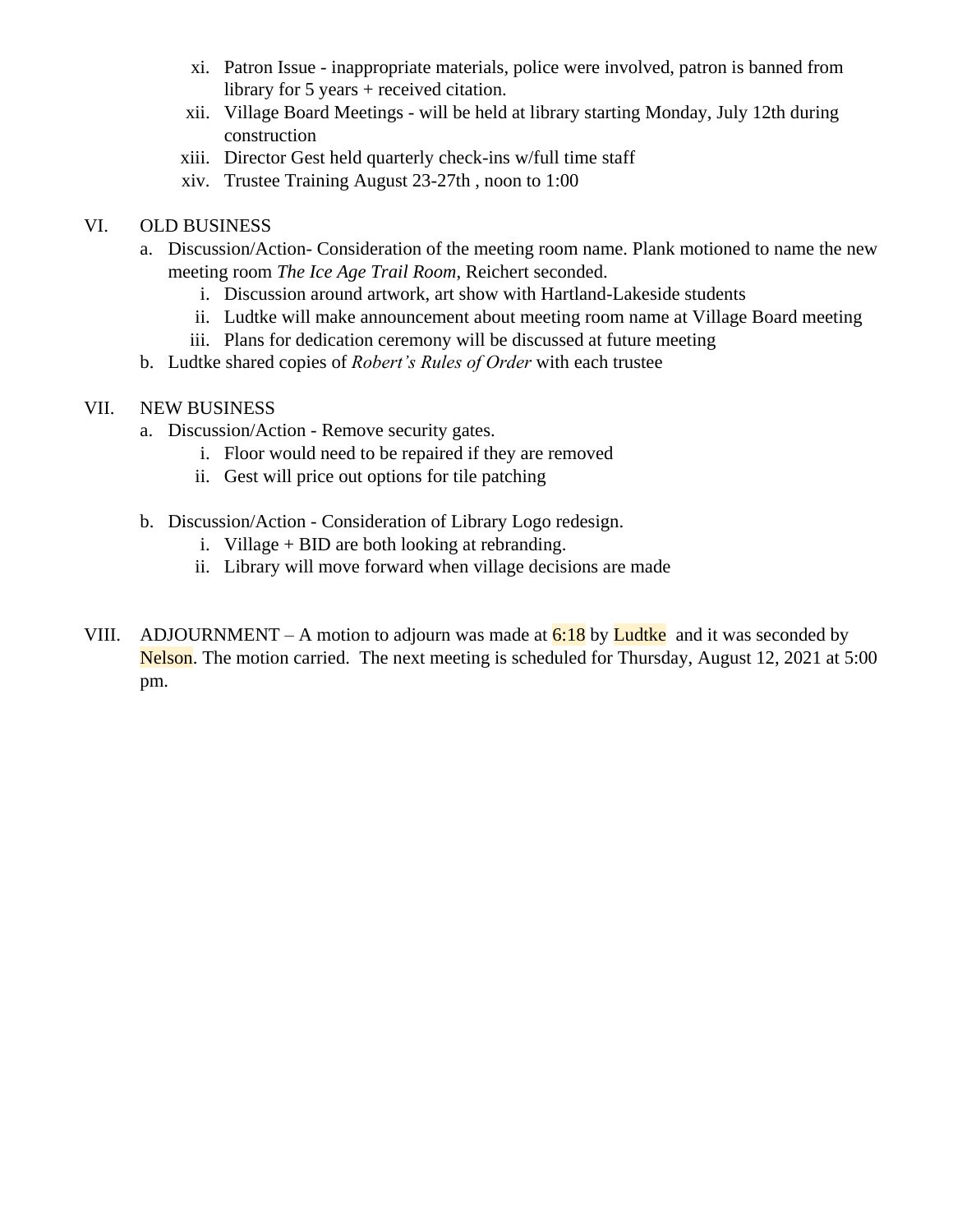xi. Patron Issue - inappropriate materials, police were involved, patron is banned from library for 5 years + received citation.
xii. Village Board Meetings - will be held at library starting Monday, July 12th during construction
xiii. Director Gest held quarterly check-ins w/full time staff
xiv. Trustee Training August 23-27th , noon to 1:00

VI. OLD BUSINESS

a. Discussion/Action- Consideration of the meeting room name. Plank motioned to name the new meeting room *The Ice Age Trail Room*, Reichert seconded.
   i. Discussion around artwork, art show with Hartland-Lakeside students
   ii. Ludtke will make announcement about meeting room name at Village Board meeting
   iii. Plans for dedication ceremony will be discussed at future meeting

b. Ludtke shared copies of *Robert's Rules of Order* with each trustee

VII. NEW BUSINESS

a. Discussion/Action - Remove security gates.
   i. Floor would need to be repaired if they are removed
   ii. Gest will price out options for tile patching

b. Discussion/Action - Consideration of Library Logo redesign.
   i. Village + BID are both looking at rebranding.
   ii. Library will move forward when village decisions are made

VIII. ADJOURNMENT – A motion to adjourn was made at 6:18 by Ludtke and it was seconded by Nelson. The motion carried. The next meeting is scheduled for Thursday, August 12, 2021 at 5:00 pm.